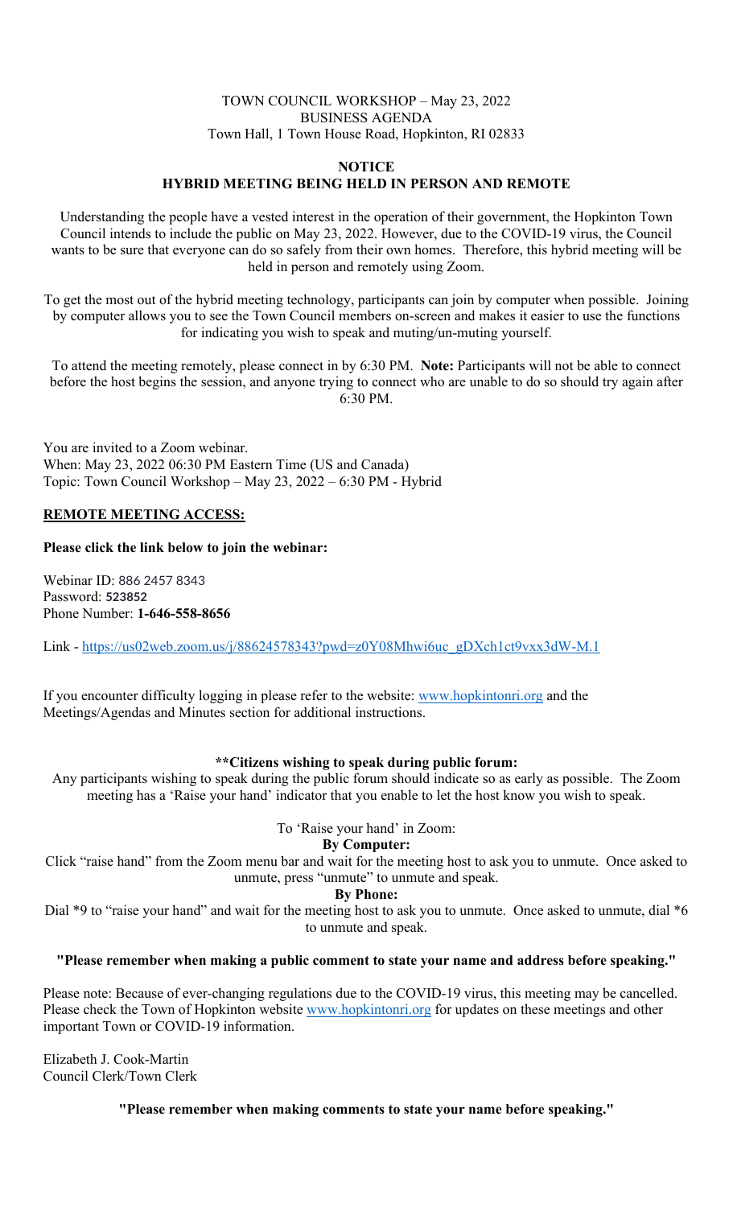TOWN COUNCIL WORKSHOP – May 23, 2022
BUSINESS AGENDA
Town Hall, 1 Town House Road, Hopkinton, RI 02833

**NOTICE**
**HYBRID MEETING BEING HELD IN PERSON AND REMOTE**

Understanding the people have a vested interest in the operation of their government, the Hopkinton Town Council intends to include the public on May 23, 2022. However, due to the COVID-19 virus, the Council wants to be sure that everyone can do so safely from their own homes. Therefore, this hybrid meeting will be held in person and remotely using Zoom.

To get the most out of the hybrid meeting technology, participants can join by computer when possible. Joining by computer allows you to see the Town Council members on-screen and makes it easier to use the functions for indicating you wish to speak and muting/un-muting yourself.

To attend the meeting remotely, please connect in by 6:30 PM. **Note:** Participants will not be able to connect before the host begins the session, and anyone trying to connect who are unable to do so should try again after 6:30 PM.

You are invited to a Zoom webinar.
When: May 23, 2022 06:30 PM Eastern Time (US and Canada)
Topic: Town Council Workshop – May 23, 2022 – 6:30 PM - Hybrid

**REMOTE MEETING ACCESS:**

**Please click the link below to join the webinar:**

Webinar ID: 886 2457 8343
Password: **523852**
Phone Number: **1-646-558-8656**

Link - https://us02web.zoom.us/j/88624578343?pwd=z0Y08Mhwi6uc_gDXch1ct9vxx3dW-M.1

If you encounter difficulty logging in please refer to the website: www.hopkintonri.org and the Meetings/Agendas and Minutes section for additional instructions.

**\*\*Citizens wishing to speak during public forum:**

Any participants wishing to speak during the public forum should indicate so as early as possible. The Zoom meeting has a 'Raise your hand' indicator that you enable to let the host know you wish to speak.

To 'Raise your hand' in Zoom:

**By Computer:**

Click "raise hand" from the Zoom menu bar and wait for the meeting host to ask you to unmute. Once asked to unmute, press "unmute" to unmute and speak.

**By Phone:**

Dial *9 to "raise your hand" and wait for the meeting host to ask you to unmute. Once asked to unmute, dial *6 to unmute and speak.

**"Please remember when making a public comment to state your name and address before speaking."**

Please note: Because of ever-changing regulations due to the COVID-19 virus, this meeting may be cancelled. Please check the Town of Hopkinton website www.hopkintonri.org for updates on these meetings and other important Town or COVID-19 information.

Elizabeth J. Cook-Martin
Council Clerk/Town Clerk

**"Please remember when making comments to state your name before speaking."**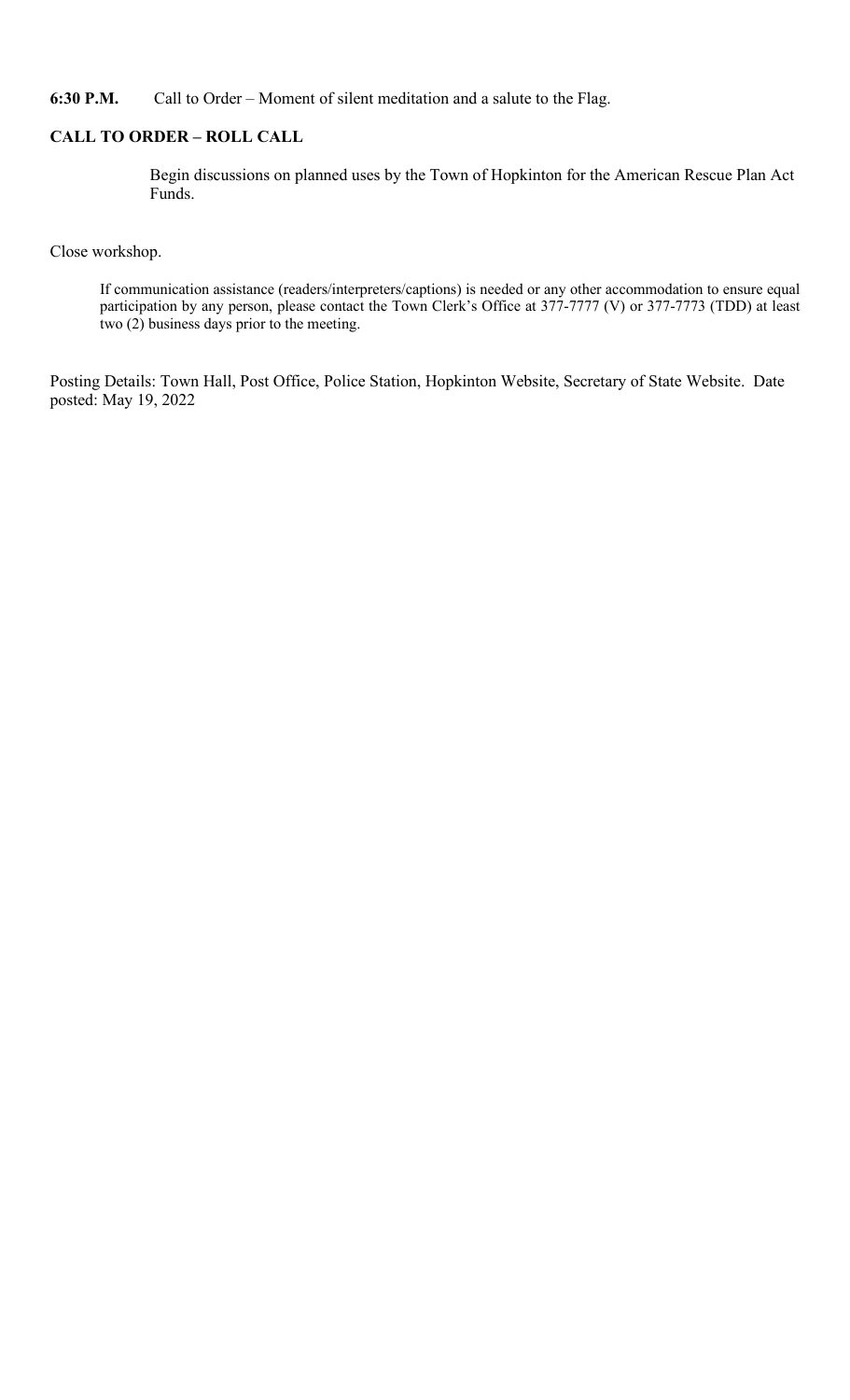**6:30 P.M.** Call to Order – Moment of silent meditation and a salute to the Flag.

**CALL TO ORDER – ROLL CALL**

Begin discussions on planned uses by the Town of Hopkinton for the American Rescue Plan Act Funds.

Close workshop.

If communication assistance (readers/interpreters/captions) is needed or any other accommodation to ensure equal participation by any person, please contact the Town Clerk's Office at 377-7777 (V) or 377-7773 (TDD) at least two (2) business days prior to the meeting.

Posting Details: Town Hall, Post Office, Police Station, Hopkinton Website, Secretary of State Website. Date posted: May 19, 2022